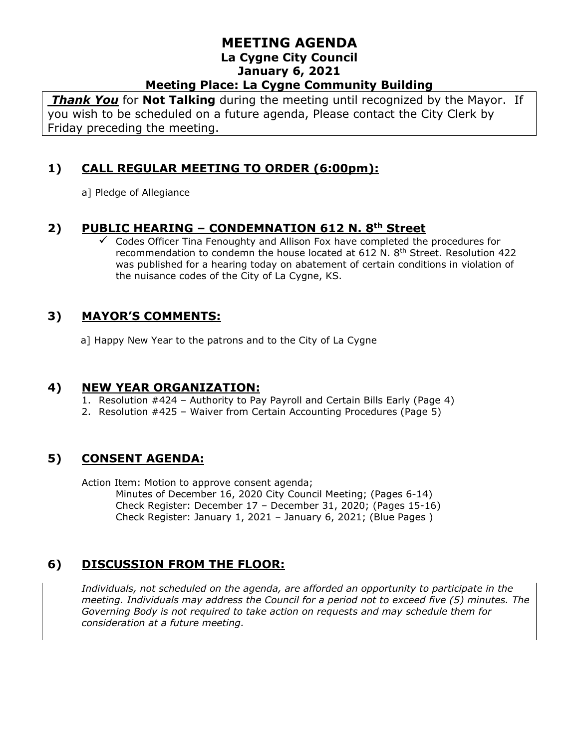# MEETING AGENDA

## La Cygne City Council

## January 6, 2021

## Meeting Place: La Cygne Community Building

***Thank You*** for **Not Talking** during the meeting until recognized by the Mayor. If you wish to be scheduled on a future agenda, Please contact the City Clerk by Friday preceding the meeting.

## 1) CALL REGULAR MEETING TO ORDER (6:00pm):

a] Pledge of Allegiance

## 2) PUBLIC HEARING – CONDEMNATION 612 N. 8th Street

- ✓ Codes Officer Tina Fenoughty and Allison Fox have completed the procedures for recommendation to condemn the house located at 612 N. 8th Street. Resolution 422 was published for a hearing today on abatement of certain conditions in violation of the nuisance codes of the City of La Cygne, KS.

## 3) MAYOR'S COMMENTS:

a] Happy New Year to the patrons and to the City of La Cygne

## 4) NEW YEAR ORGANIZATION:

1. Resolution #424 – Authority to Pay Payroll and Certain Bills Early (Page 4)
2. Resolution #425 – Waiver from Certain Accounting Procedures (Page 5)

## 5) CONSENT AGENDA:

Action Item: Motion to approve consent agenda;

Minutes of December 16, 2020 City Council Meeting; (Pages 6-14)
Check Register: December 17 – December 31, 2020; (Pages 15-16)
Check Register: January 1, 2021 – January 6, 2021; (Blue Pages )

## 6) DISCUSSION FROM THE FLOOR:

*Individuals, not scheduled on the agenda, are afforded an opportunity to participate in the meeting. Individuals may address the Council for a period not to exceed five (5) minutes. The Governing Body is not required to take action on requests and may schedule them for consideration at a future meeting.*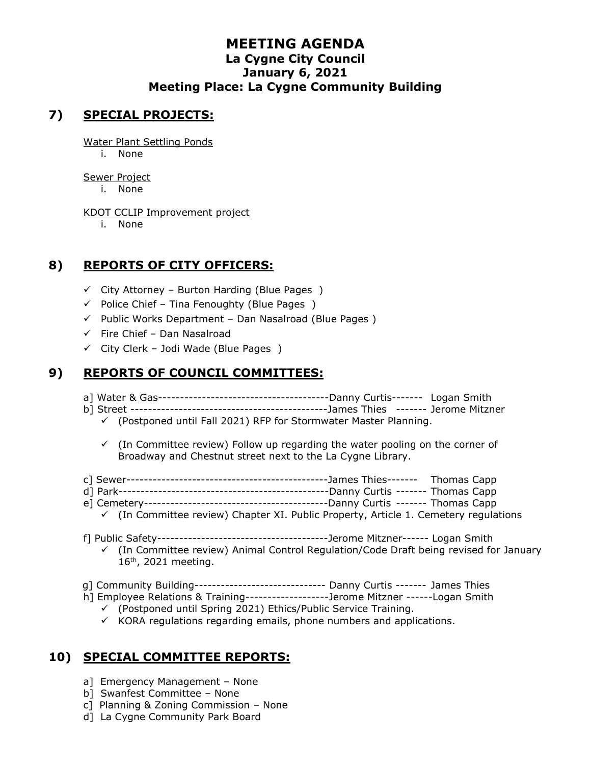# MEETING AGENDA
## La Cygne City Council
## January 6, 2021
## Meeting Place: La Cygne Community Building

## 7) SPECIAL PROJECTS:

Water Plant Settling Ponds

i. None

Sewer Project

i. None

KDOT CCLIP Improvement project

i. None

## 8) REPORTS OF CITY OFFICERS:

- ✓ City Attorney – Burton Harding (Blue Pages )
- ✓ Police Chief – Tina Fenoughty (Blue Pages )
- ✓ Public Works Department – Dan Nasalroad (Blue Pages )
- ✓ Fire Chief – Dan Nasalroad
- ✓ City Clerk – Jodi Wade (Blue Pages )

## 9) REPORTS OF COUNCIL COMMITTEES:

a] Water & Gas---------------------------------------Danny Curtis------- Logan Smith

b] Street --------------------------------------------James Thies ------- Jerome Mitzner

- ✓ (Postponed until Fall 2021) RFP for Stormwater Master Planning.
- ✓ (In Committee review) Follow up regarding the water pooling on the corner of Broadway and Chestnut street next to the La Cygne Library.

c] Sewer----------------------------------------------James Thies------- Thomas Capp

d] Park------------------------------------------------Danny Curtis ------- Thomas Capp

e] Cemetery------------------------------------------Danny Curtis ------- Thomas Capp

- ✓ (In Committee review) Chapter XI. Public Property, Article 1. Cemetery regulations

f] Public Safety---------------------------------------Jerome Mitzner------ Logan Smith

- ✓ (In Committee review) Animal Control Regulation/Code Draft being revised for January 16th, 2021 meeting.

g] Community Building------------------------------ Danny Curtis ------- James Thies

h] Employee Relations & Training-------------------Jerome Mitzner ------Logan Smith

- ✓ (Postponed until Spring 2021) Ethics/Public Service Training.
- ✓ KORA regulations regarding emails, phone numbers and applications.

## 10) SPECIAL COMMITTEE REPORTS:

a] Emergency Management – None

b] Swanfest Committee – None

c] Planning & Zoning Commission – None

d] La Cygne Community Park Board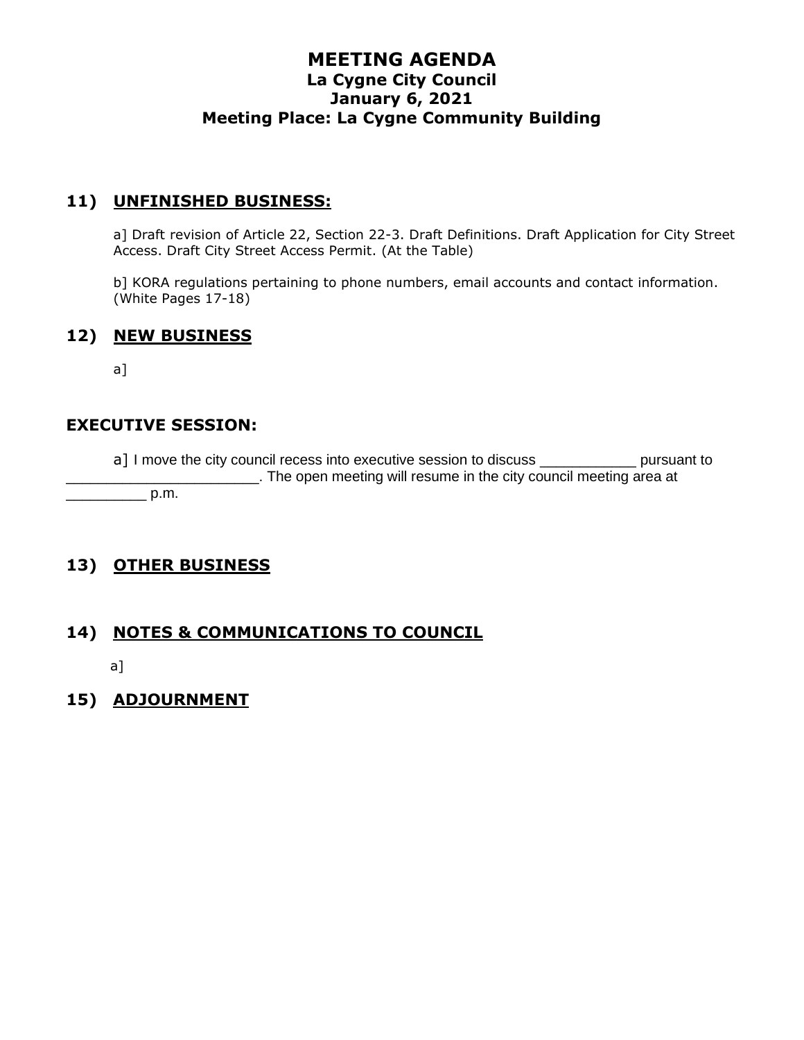# MEETING AGENDA
## La Cygne City Council
## January 6, 2021
## Meeting Place: La Cygne Community Building

## 11) UNFINISHED BUSINESS:

a] Draft revision of Article 22, Section 22-3. Draft Definitions. Draft Application for City Street Access. Draft City Street Access Permit. (At the Table)

b] KORA regulations pertaining to phone numbers, email accounts and contact information. (White Pages 17-18)

## 12) NEW BUSINESS

a]

## EXECUTIVE SESSION:

a] I move the city council recess into executive session to discuss ____________ pursuant to ________________________. The open meeting will resume in the city council meeting area at __________ p.m.

## 13) OTHER BUSINESS

## 14) NOTES & COMMUNICATIONS TO COUNCIL

a]

## 15) ADJOURNMENT